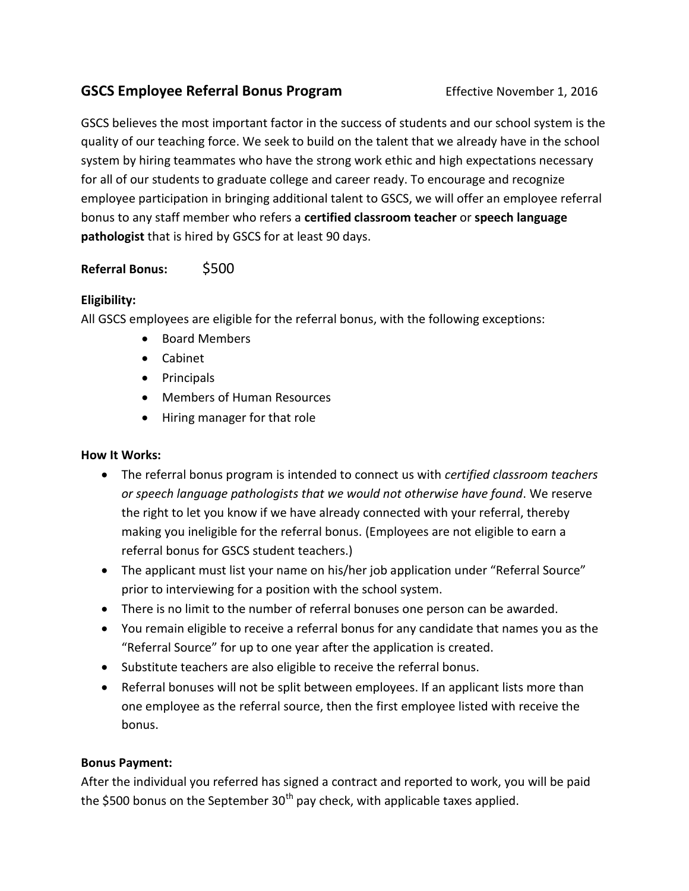## GSCS Employee Referral Bonus Program

Effective November 1, 2016

GSCS believes the most important factor in the success of students and our school system is the quality of our teaching force. We seek to build on the talent that we already have in the school system by hiring teammates who have the strong work ethic and high expectations necessary for all of our students to graduate college and career ready. To encourage and recognize employee participation in bringing additional talent to GSCS, we will offer an employee referral bonus to any staff member who refers a **certified classroom teacher** or **speech language pathologist** that is hired by GSCS for at least 90 days.

**Referral Bonus:** $500

**Eligibility:**

All GSCS employees are eligible for the referral bonus, with the following exceptions:

- Board Members
- Cabinet
- Principals
- Members of Human Resources
- Hiring manager for that role

**How It Works:**

- The referral bonus program is intended to connect us with *certified classroom teachers or speech language pathologists that we would not otherwise have found*. We reserve the right to let you know if we have already connected with your referral, thereby making you ineligible for the referral bonus. (Employees are not eligible to earn a referral bonus for GSCS student teachers.)
- The applicant must list your name on his/her job application under "Referral Source" prior to interviewing for a position with the school system.
- There is no limit to the number of referral bonuses one person can be awarded.
- You remain eligible to receive a referral bonus for any candidate that names you as the "Referral Source" for up to one year after the application is created.
- Substitute teachers are also eligible to receive the referral bonus.
- Referral bonuses will not be split between employees. If an applicant lists more than one employee as the referral source, then the first employee listed with receive the bonus.

**Bonus Payment:**

After the individual you referred has signed a contract and reported to work, you will be paid the $500 bonus on the September 30th pay check, with applicable taxes applied.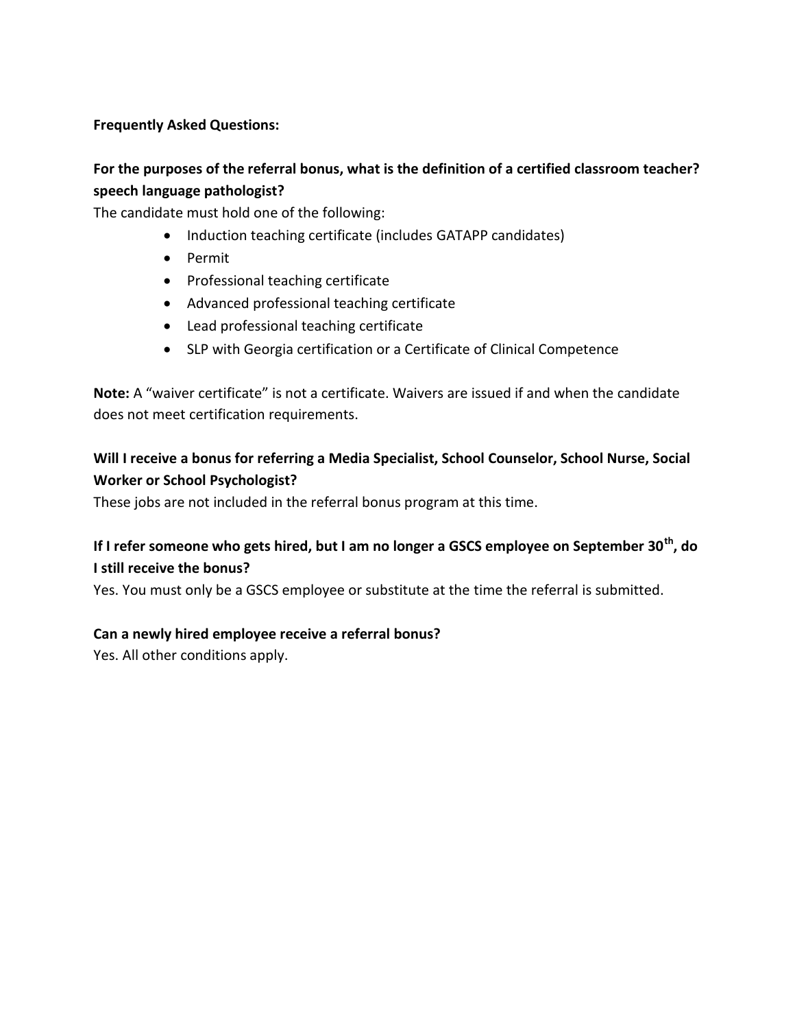**Frequently Asked Questions:**

**For the purposes of the referral bonus, what is the definition of a certified classroom teacher? speech language pathologist?**

The candidate must hold one of the following:

- Induction teaching certificate (includes GATAPP candidates)
- Permit
- Professional teaching certificate
- Advanced professional teaching certificate
- Lead professional teaching certificate
- SLP with Georgia certification or a Certificate of Clinical Competence

**Note:** A "waiver certificate" is not a certificate. Waivers are issued if and when the candidate does not meet certification requirements.

**Will I receive a bonus for referring a Media Specialist, School Counselor, School Nurse, Social Worker or School Psychologist?**

These jobs are not included in the referral bonus program at this time.

**If I refer someone who gets hired, but I am no longer a GSCS employee on September 30th, do I still receive the bonus?**

Yes. You must only be a GSCS employee or substitute at the time the referral is submitted.

**Can a newly hired employee receive a referral bonus?**

Yes. All other conditions apply.